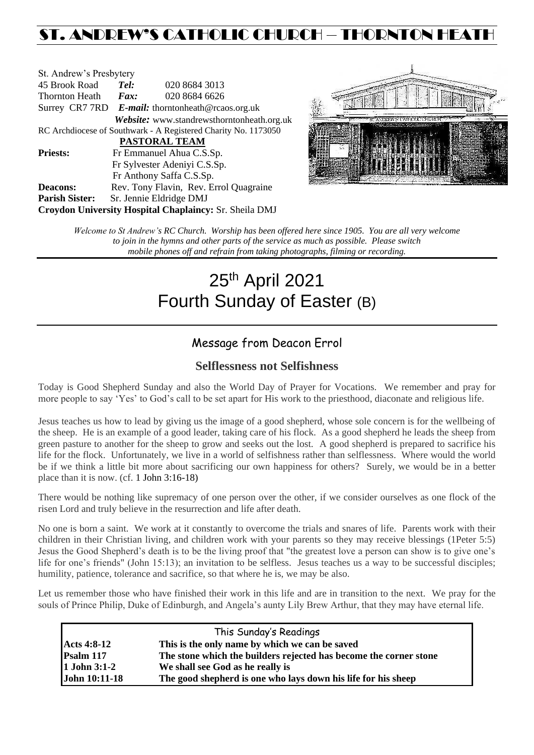# ST. ANDREW'S CATHOLIC CHURCH – THORNTON HEATH

St. Andrew's Presbytery
45 Brook Road *Tel:* 020 8684 3013
Thornton Heath *Fax:* 020 8684 6626
Surrey CR7 7RD *E-mail:* thorntonheath@rcaos.org.uk
*Website:* www.standrewsthorntonheath.org.uk
RC Archdiocese of Southwark - A Registered Charity No. 1173050

**PASTORAL TEAM**

**Priests:** Fr Emmanuel Ahua C.S.Sp.
Fr Sylvester Adeniyi C.S.Sp.
Fr Anthony Saffa C.S.Sp.
**Deacons:** Rev. Tony Flavin, Rev. Errol Quagraine
**Parish Sister:** Sr. Jennie Eldridge DMJ
**Croydon University Hospital Chaplaincy:** Sr. Sheila DMJ

*Welcome to St Andrew's RC Church. Worship has been offered here since 1905. You are all very welcome to join in the hymns and other parts of the service as much as possible. Please switch mobile phones off and refrain from taking photographs, filming or recording.*

# 25th April 2021 Fourth Sunday of Easter (B)

## Message from Deacon Errol

### Selflessness not Selfishness

Today is Good Shepherd Sunday and also the World Day of Prayer for Vocations. We remember and pray for more people to say 'Yes' to God's call to be set apart for His work to the priesthood, diaconate and religious life.

Jesus teaches us how to lead by giving us the image of a good shepherd, whose sole concern is for the wellbeing of the sheep. He is an example of a good leader, taking care of his flock. As a good shepherd he leads the sheep from green pasture to another for the sheep to grow and seeks out the lost. A good shepherd is prepared to sacrifice his life for the flock. Unfortunately, we live in a world of selfishness rather than selflessness. Where would the world be if we think a little bit more about sacrificing our own happiness for others? Surely, we would be in a better place than it is now. (cf. 1 John 3:16-18)

There would be nothing like supremacy of one person over the other, if we consider ourselves as one flock of the risen Lord and truly believe in the resurrection and life after death.

No one is born a saint. We work at it constantly to overcome the trials and snares of life. Parents work with their children in their Christian living, and children work with your parents so they may receive blessings (1Peter 5:5) Jesus the Good Shepherd's death is to be the living proof that "the greatest love a person can show is to give one's life for one's friends" (John 15:13); an invitation to be selfless. Jesus teaches us a way to be successful disciples; humility, patience, tolerance and sacrifice, so that where he is, we may be also.

Let us remember those who have finished their work in this life and are in transition to the next. We pray for the souls of Prince Philip, Duke of Edinburgh, and Angela's aunty Lily Brew Arthur, that they may have eternal life.

| This Sunday's Readings | |
|---|---|
| **Acts 4:8-12** | **This is the only name by which we can be saved** |
| **Psalm 117** | **The stone which the builders rejected has become the corner stone** |
| **1 John 3:1-2** | **We shall see God as he really is** |
| **John 10:11-18** | **The good shepherd is one who lays down his life for his sheep** |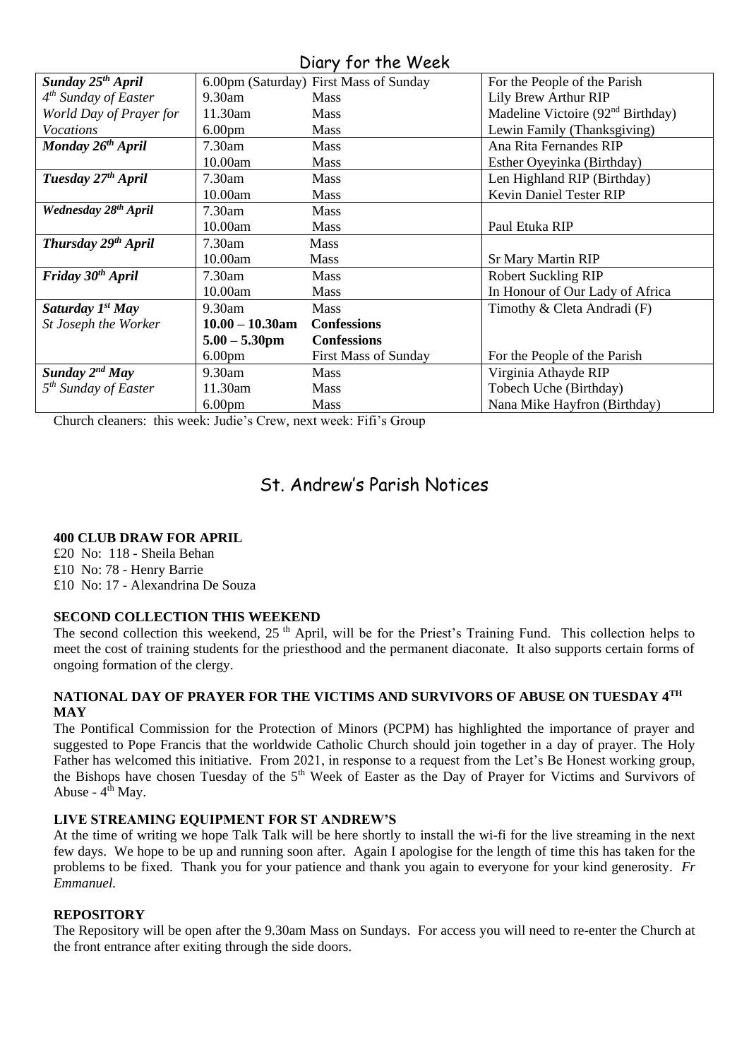# Diary for the Week

| | | | |
|---|---|---|---|
| ***Sunday 25th April*** *4th Sunday of Easter* *World Day of Prayer for Vocations* | 6.00pm (Saturday) | First Mass of Sunday | For the People of the Parish |
| | 9.30am | Mass | Lily Brew Arthur RIP |
| | 11.30am | Mass | Madeline Victoire (92nd Birthday) |
| | 6.00pm | Mass | Lewin Family (Thanksgiving) |
| ***Monday 26th April*** | 7.30am | Mass | Ana Rita Fernandes RIP |
| | 10.00am | Mass | Esther Oyeyinka (Birthday) |
| ***Tuesday 27th April*** | 7.30am | Mass | Len Highland RIP (Birthday) |
| | 10.00am | Mass | Kevin Daniel Tester RIP |
| ***Wednesday 28th April*** | 7.30am | Mass | |
| | 10.00am | Mass | Paul Etuka RIP |
| ***Thursday 29th April*** | 7.30am | Mass | |
| | 10.00am | Mass | Sr Mary Martin RIP |
| ***Friday 30th April*** | 7.30am | Mass | Robert Suckling RIP |
| | 10.00am | Mass | In Honour of Our Lady of Africa |
| ***Saturday 1st May*** *St Joseph the Worker* | 9.30am | Mass | Timothy & Cleta Andradi (F) |
| | **10.00 – 10.30am** | **Confessions** | |
| | **5.00 – 5.30pm** | **Confessions** | |
| | 6.00pm | First Mass of Sunday | For the People of the Parish |
| ***Sunday 2nd May*** *5th Sunday of Easter* | 9.30am | Mass | Virginia Athayde RIP |
| | 11.30am | Mass | Tobech Uche (Birthday) |
| | 6.00pm | Mass | Nana Mike Hayfron (Birthday) |

Church cleaners: this week: Judie's Crew, next week: Fifi's Group

# St. Andrew's Parish Notices

**400 CLUB DRAW FOR APRIL**

£20 No: 118 - Sheila Behan
£10 No: 78 - Henry Barrie
£10 No: 17 - Alexandrina De Souza

**SECOND COLLECTION THIS WEEKEND**

The second collection this weekend, 25th April, will be for the Priest's Training Fund. This collection helps to meet the cost of training students for the priesthood and the permanent diaconate. It also supports certain forms of ongoing formation of the clergy.

**NATIONAL DAY OF PRAYER FOR THE VICTIMS AND SURVIVORS OF ABUSE ON TUESDAY 4TH MAY**

The Pontifical Commission for the Protection of Minors (PCPM) has highlighted the importance of prayer and suggested to Pope Francis that the worldwide Catholic Church should join together in a day of prayer. The Holy Father has welcomed this initiative. From 2021, in response to a request from the Let's Be Honest working group, the Bishops have chosen Tuesday of the 5th Week of Easter as the Day of Prayer for Victims and Survivors of Abuse - 4th May.

**LIVE STREAMING EQUIPMENT FOR ST ANDREW'S**

At the time of writing we hope Talk Talk will be here shortly to install the wi-fi for the live streaming in the next few days. We hope to be up and running soon after. Again I apologise for the length of time this has taken for the problems to be fixed. Thank you for your patience and thank you again to everyone for your kind generosity. *Fr Emmanuel.*

**REPOSITORY**

The Repository will be open after the 9.30am Mass on Sundays. For access you will need to re-enter the Church at the front entrance after exiting through the side doors.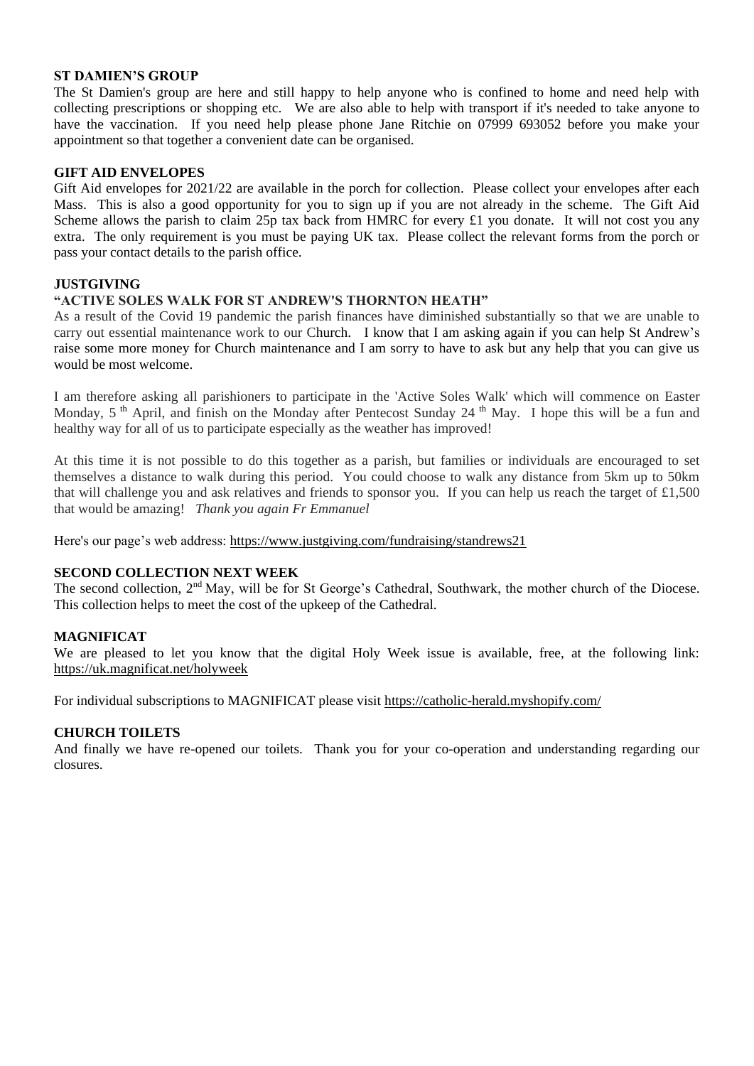**ST DAMIEN'S GROUP**

The St Damien's group are here and still happy to help anyone who is confined to home and need help with collecting prescriptions or shopping etc. We are also able to help with transport if it's needed to take anyone to have the vaccination. If you need help please phone Jane Ritchie on 07999 693052 before you make your appointment so that together a convenient date can be organised.

**GIFT AID ENVELOPES**

Gift Aid envelopes for 2021/22 are available in the porch for collection. Please collect your envelopes after each Mass. This is also a good opportunity for you to sign up if you are not already in the scheme. The Gift Aid Scheme allows the parish to claim 25p tax back from HMRC for every £1 you donate. It will not cost you any extra. The only requirement is you must be paying UK tax. Please collect the relevant forms from the porch or pass your contact details to the parish office.

**JUSTGIVING**

**"ACTIVE SOLES WALK FOR ST ANDREW'S THORNTON HEATH"**

As a result of the Covid 19 pandemic the parish finances have diminished substantially so that we are unable to carry out essential maintenance work to our Church. I know that I am asking again if you can help St Andrew's raise some more money for Church maintenance and I am sorry to have to ask but any help that you can give us would be most welcome.

I am therefore asking all parishioners to participate in the 'Active Soles Walk' which will commence on Easter Monday, 5[th] April, and finish on the Monday after Pentecost Sunday 24[th] May. I hope this will be a fun and healthy way for all of us to participate especially as the weather has improved!

At this time it is not possible to do this together as a parish, but families or individuals are encouraged to set themselves a distance to walk during this period. You could choose to walk any distance from 5km up to 50km that will challenge you and ask relatives and friends to sponsor you. If you can help us reach the target of £1,500 that would be amazing! *Thank you again Fr Emmanuel*

Here's our page's web address: https://www.justgiving.com/fundraising/standrews21

**SECOND COLLECTION NEXT WEEK**

The second collection, 2[nd] May, will be for St George's Cathedral, Southwark, the mother church of the Diocese. This collection helps to meet the cost of the upkeep of the Cathedral.

**MAGNIFICAT**

We are pleased to let you know that the digital Holy Week issue is available, free, at the following link: https://uk.magnificat.net/holyweek

For individual subscriptions to MAGNIFICAT please visit https://catholic-herald.myshopify.com/

**CHURCH TOILETS**

And finally we have re-opened our toilets. Thank you for your co-operation and understanding regarding our closures.